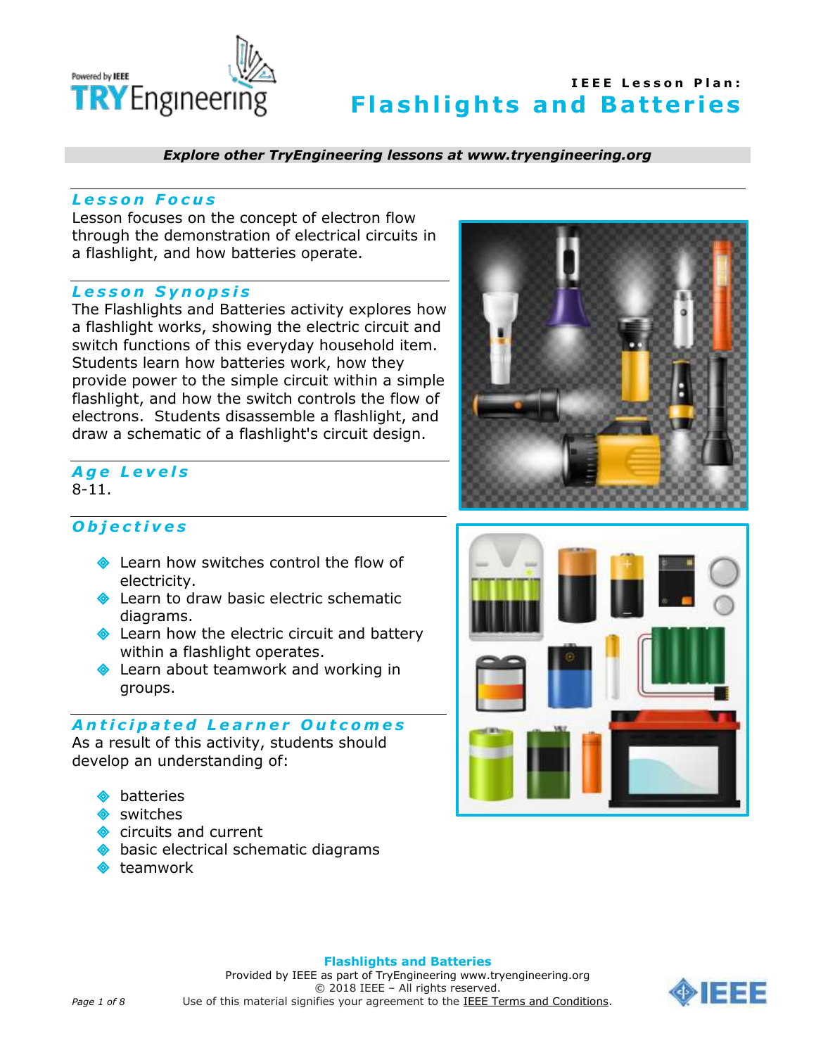# IEEE Lesson Plan: Flashlights and Batteries

*Explore other TryEngineering lessons at www.tryengineering.org*

## Lesson Focus

Lesson focuses on the concept of electron flow through the demonstration of electrical circuits in a flashlight, and how batteries operate.

## Lesson Synopsis

The Flashlights and Batteries activity explores how a flashlight works, showing the electric circuit and switch functions of this everyday household item. Students learn how batteries work, how they provide power to the simple circuit within a simple flashlight, and how the switch controls the flow of electrons. Students disassemble a flashlight, and draw a schematic of a flashlight's circuit design.

## Age Levels

8-11.

## Objectives

- Learn how switches control the flow of electricity.
- Learn to draw basic electric schematic diagrams.
- Learn how the electric circuit and battery within a flashlight operates.
- Learn about teamwork and working in groups.

## Anticipated Learner Outcomes

As a result of this activity, students should develop an understanding of:

- batteries
- switches
- circuits and current
- basic electrical schematic diagrams
- teamwork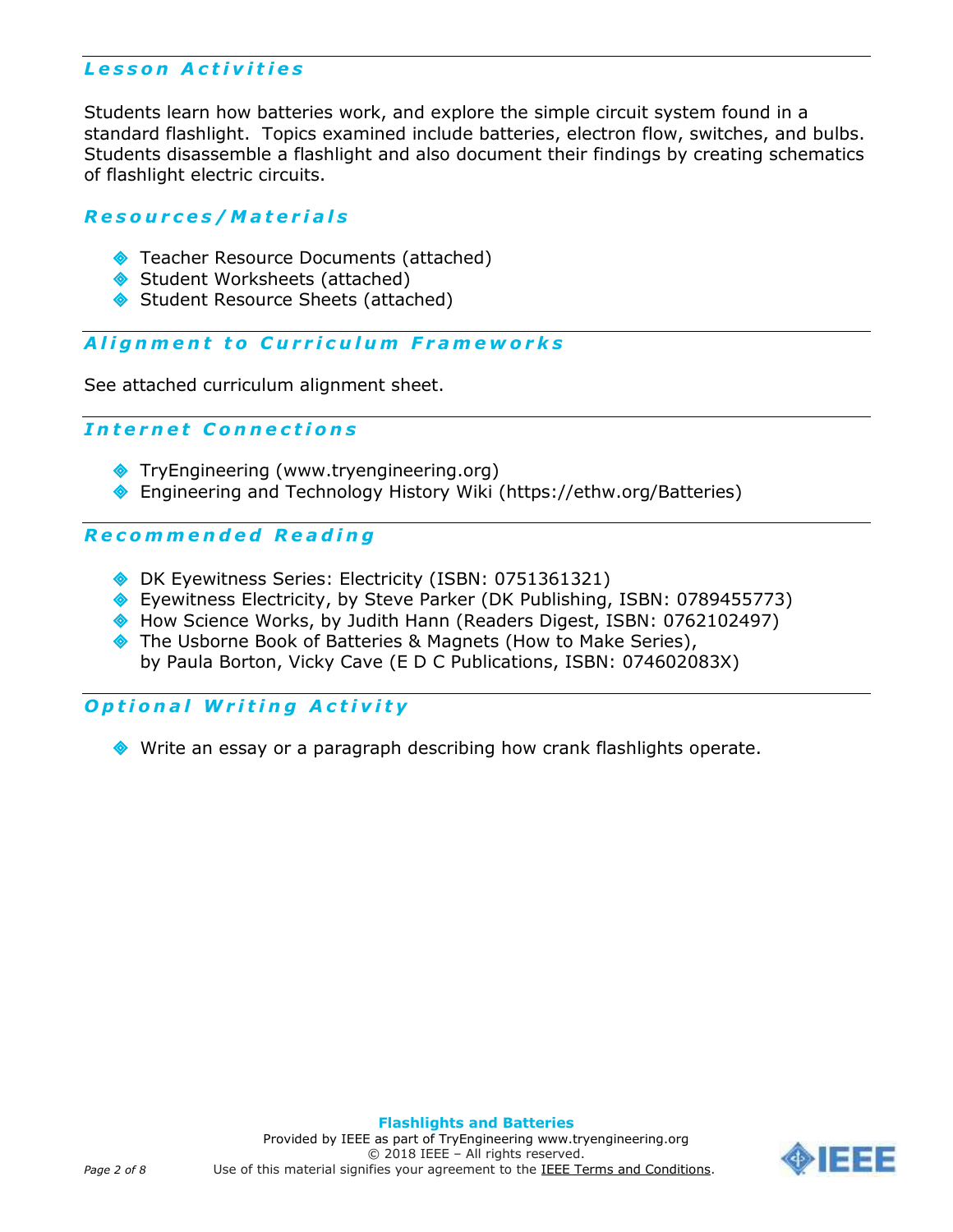## Lesson Activities

Students learn how batteries work, and explore the simple circuit system found in a standard flashlight. Topics examined include batteries, electron flow, switches, and bulbs. Students disassemble a flashlight and also document their findings by creating schematics of flashlight electric circuits.

## Resources/Materials

- Teacher Resource Documents (attached)
- Student Worksheets (attached)
- Student Resource Sheets (attached)

## Alignment to Curriculum Frameworks

See attached curriculum alignment sheet.

## Internet Connections

- TryEngineering (www.tryengineering.org)
- Engineering and Technology History Wiki (https://ethw.org/Batteries)

## Recommended Reading

- DK Eyewitness Series: Electricity (ISBN: 0751361321)
- Eyewitness Electricity, by Steve Parker (DK Publishing, ISBN: 0789455773)
- How Science Works, by Judith Hann (Readers Digest, ISBN: 0762102497)
- The Usborne Book of Batteries & Magnets (How to Make Series), by Paula Borton, Vicky Cave (E D C Publications, ISBN: 074602083X)

## Optional Writing Activity

- Write an essay or a paragraph describing how crank flashlights operate.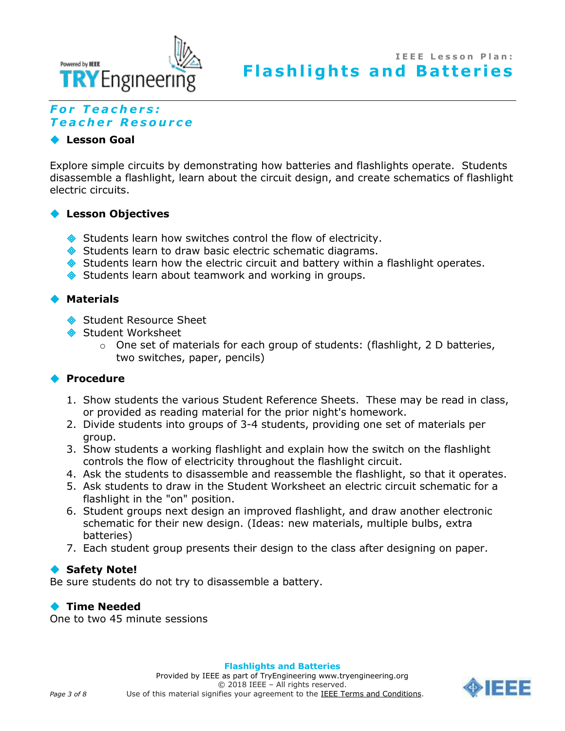## For Teachers:
## Teacher Resource

### Lesson Goal

Explore simple circuits by demonstrating how batteries and flashlights operate. Students disassemble a flashlight, learn about the circuit design, and create schematics of flashlight electric circuits.

### Lesson Objectives

- Students learn how switches control the flow of electricity.
- Students learn to draw basic electric schematic diagrams.
- Students learn how the electric circuit and battery within a flashlight operates.
- Students learn about teamwork and working in groups.

### Materials

- Student Resource Sheet
- Student Worksheet
  - One set of materials for each group of students: (flashlight, 2 D batteries, two switches, paper, pencils)

### Procedure

1. Show students the various Student Reference Sheets. These may be read in class, or provided as reading material for the prior night's homework.
2. Divide students into groups of 3-4 students, providing one set of materials per group.
3. Show students a working flashlight and explain how the switch on the flashlight controls the flow of electricity throughout the flashlight circuit.
4. Ask the students to disassemble and reassemble the flashlight, so that it operates.
5. Ask students to draw in the Student Worksheet an electric circuit schematic for a flashlight in the "on" position.
6. Student groups next design an improved flashlight, and draw another electronic schematic for their new design. (Ideas: new materials, multiple bulbs, extra batteries)
7. Each student group presents their design to the class after designing on paper.

### Safety Note!

Be sure students do not try to disassemble a battery.

### Time Needed

One to two 45 minute sessions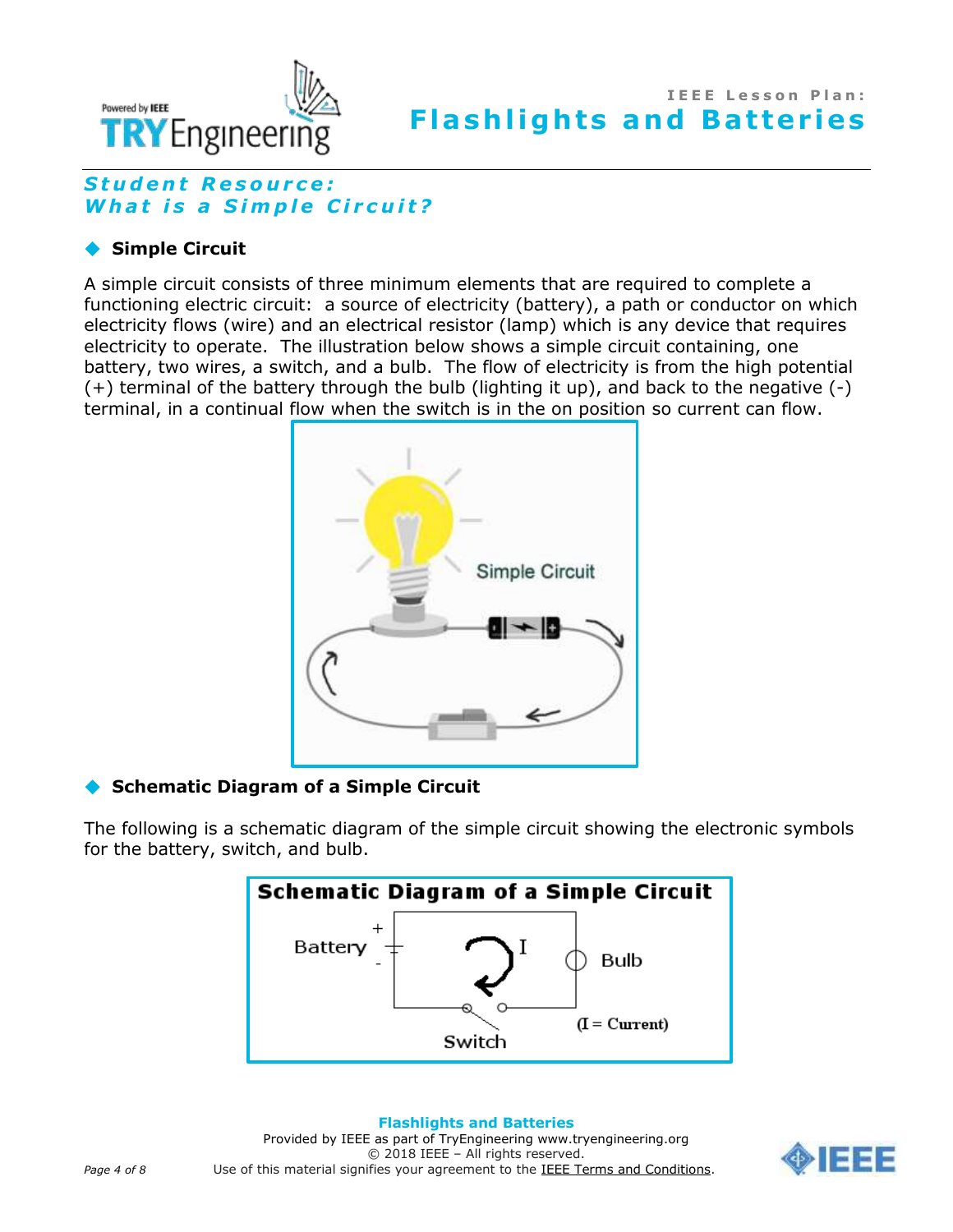## Student Resource: What is a Simple Circuit?

### Simple Circuit

A simple circuit consists of three minimum elements that are required to complete a functioning electric circuit: a source of electricity (battery), a path or conductor on which electricity flows (wire) and an electrical resistor (lamp) which is any device that requires electricity to operate. The illustration below shows a simple circuit containing, one battery, two wires, a switch, and a bulb. The flow of electricity is from the high potential (+) terminal of the battery through the bulb (lighting it up), and back to the negative (-) terminal, in a continual flow when the switch is in the on position so current can flow.

### Schematic Diagram of a Simple Circuit

The following is a schematic diagram of the simple circuit showing the electronic symbols for the battery, switch, and bulb.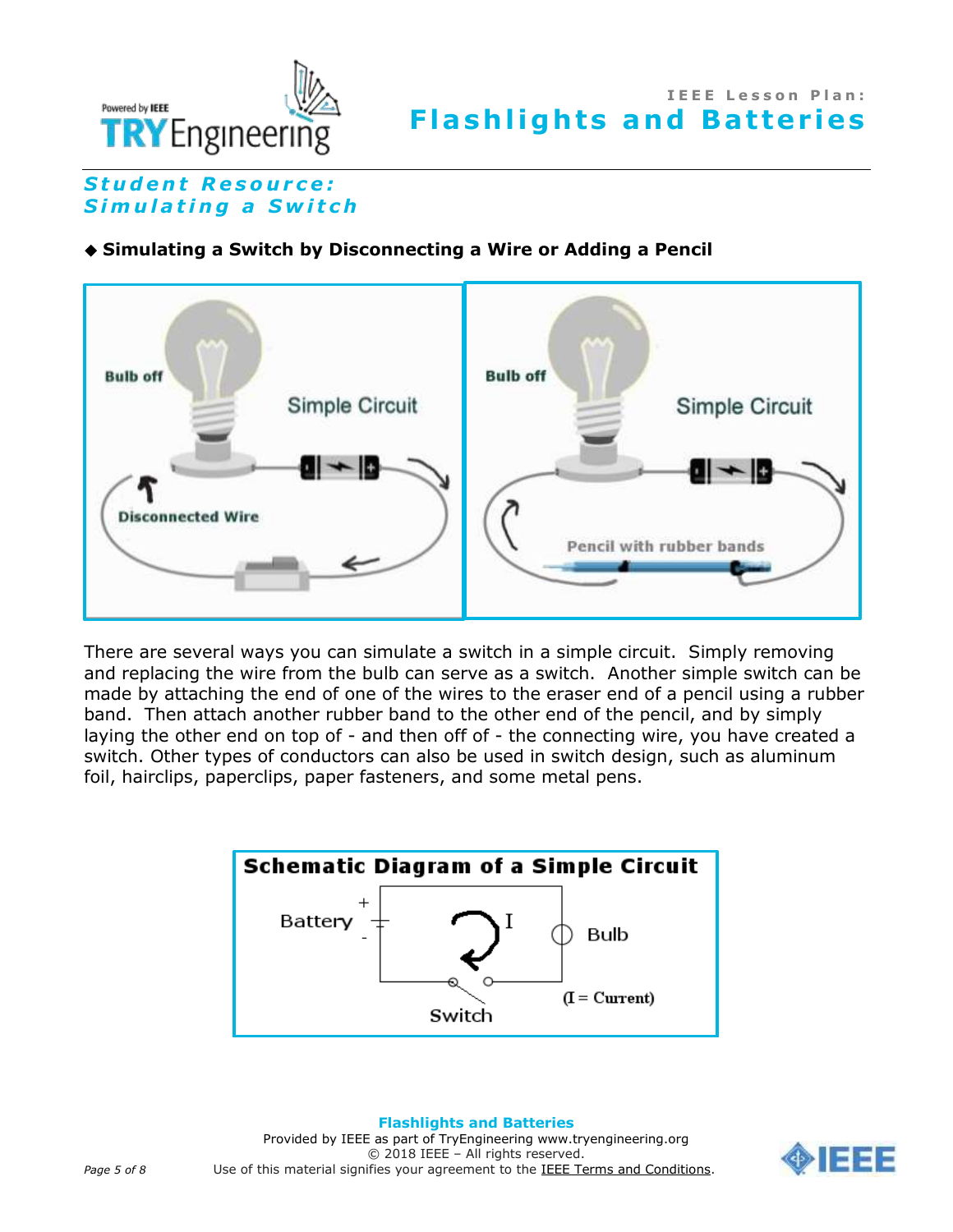## Student Resource: Simulating a Switch

◆ **Simulating a Switch by Disconnecting a Wire or Adding a Pencil**

There are several ways you can simulate a switch in a simple circuit. Simply removing and replacing the wire from the bulb can serve as a switch. Another simple switch can be made by attaching the end of one of the wires to the eraser end of a pencil using a rubber band. Then attach another rubber band to the other end of the pencil, and by simply laying the other end on top of - and then off of - the connecting wire, you have created a switch. Other types of conductors can also be used in switch design, such as aluminum foil, hairclips, paperclips, paper fasteners, and some metal pens.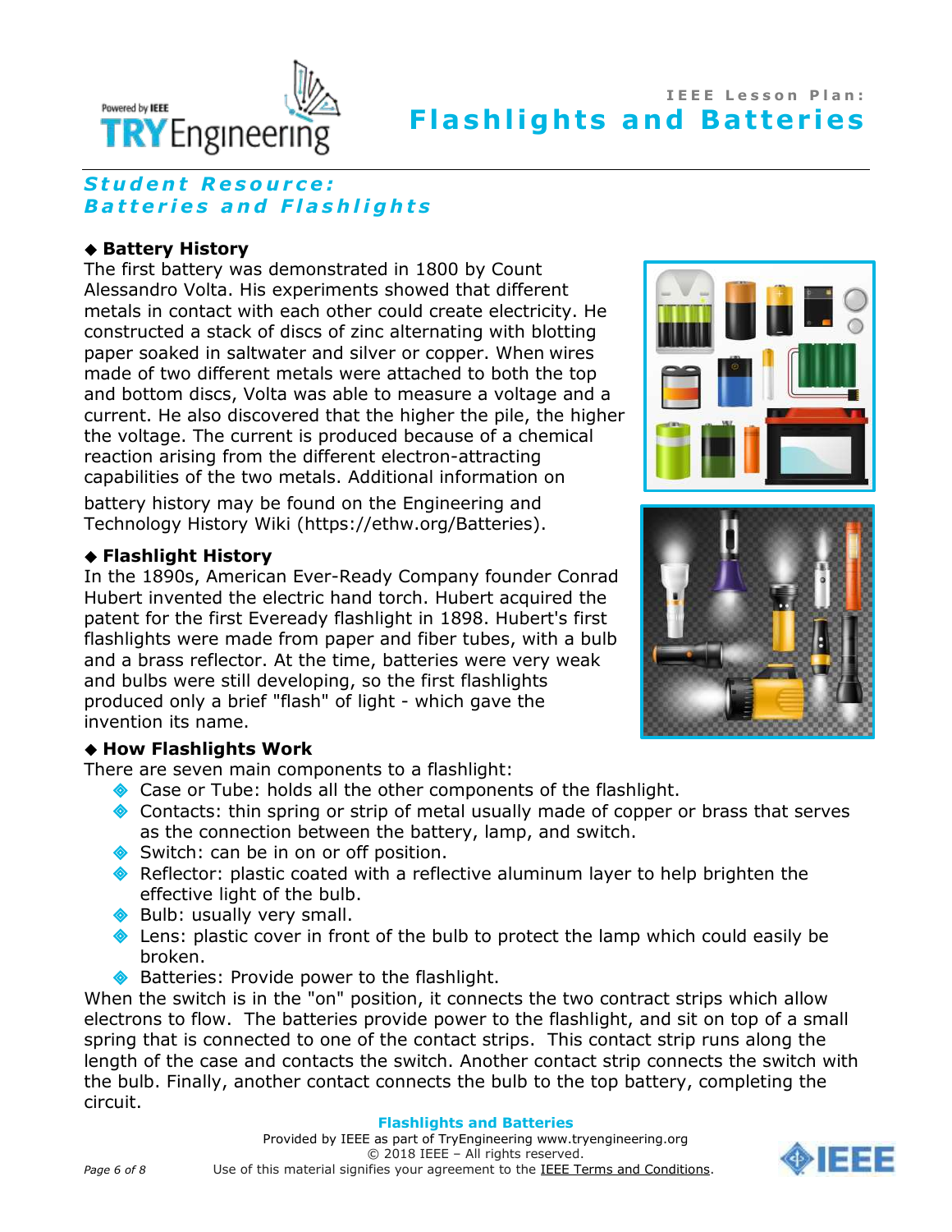## Student Resource: Batteries and Flashlights

### ◆ Battery History

The first battery was demonstrated in 1800 by Count Alessandro Volta. His experiments showed that different metals in contact with each other could create electricity. He constructed a stack of discs of zinc alternating with blotting paper soaked in saltwater and silver or copper. When wires made of two different metals were attached to both the top and bottom discs, Volta was able to measure a voltage and a current. He also discovered that the higher the pile, the higher the voltage. The current is produced because of a chemical reaction arising from the different electron-attracting capabilities of the two metals. Additional information on battery history may be found on the Engineering and Technology History Wiki (https://ethw.org/Batteries).

### ◆ Flashlight History

In the 1890s, American Ever-Ready Company founder Conrad Hubert invented the electric hand torch. Hubert acquired the patent for the first Eveready flashlight in 1898. Hubert's first flashlights were made from paper and fiber tubes, with a bulb and a brass reflector. At the time, batteries were very weak and bulbs were still developing, so the first flashlights produced only a brief "flash" of light - which gave the invention its name.

### ◆ How Flashlights Work

There are seven main components to a flashlight:

- Case or Tube: holds all the other components of the flashlight.
- Contacts: thin spring or strip of metal usually made of copper or brass that serves as the connection between the battery, lamp, and switch.
- Switch: can be in on or off position.
- Reflector: plastic coated with a reflective aluminum layer to help brighten the effective light of the bulb.
- Bulb: usually very small.
- Lens: plastic cover in front of the bulb to protect the lamp which could easily be broken.
- Batteries: Provide power to the flashlight.

When the switch is in the "on" position, it connects the two contract strips which allow electrons to flow. The batteries provide power to the flashlight, and sit on top of a small spring that is connected to one of the contact strips. This contact strip runs along the length of the case and contacts the switch. Another contact strip connects the switch with the bulb. Finally, another contact connects the bulb to the top battery, completing the circuit.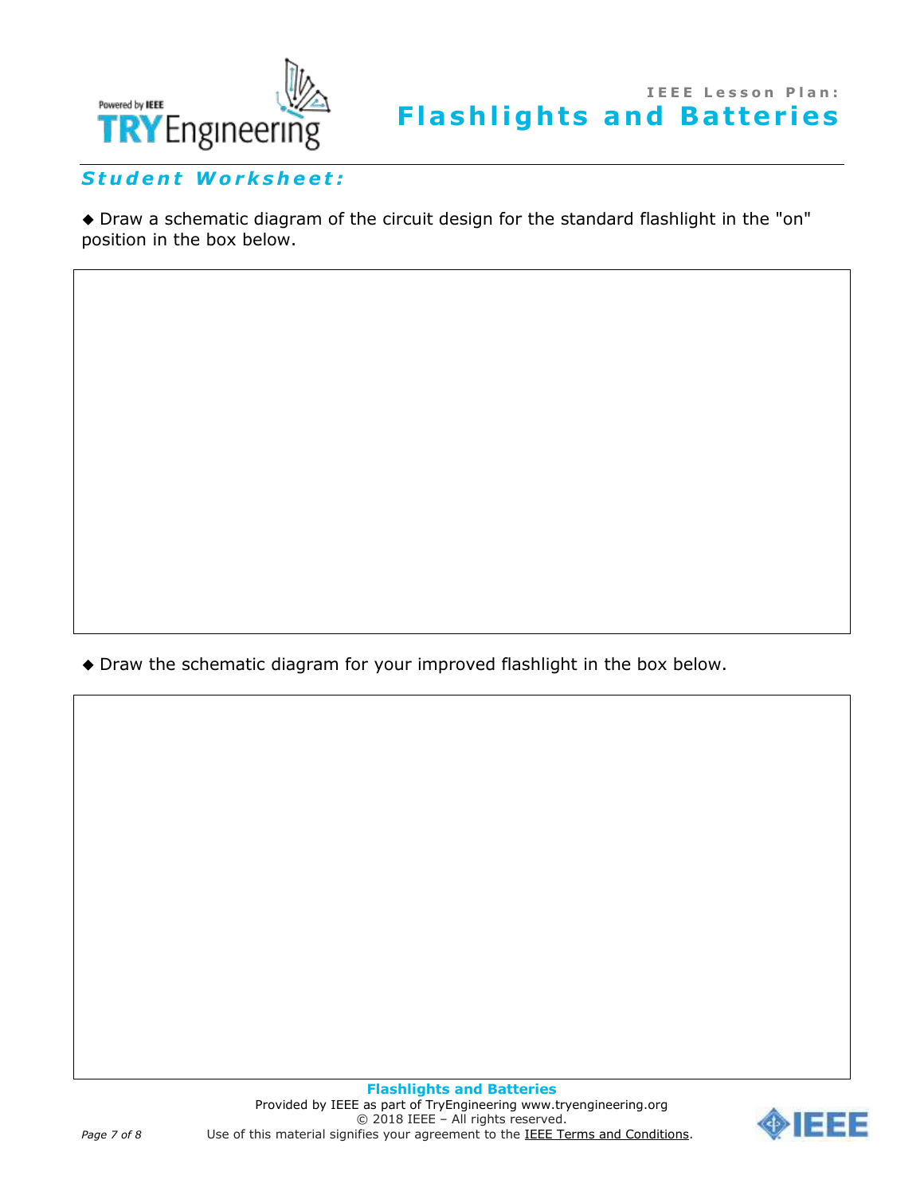## Student Worksheet:

◆ Draw a schematic diagram of the circuit design for the standard flashlight in the "on" position in the box below.

◆ Draw the schematic diagram for your improved flashlight in the box below.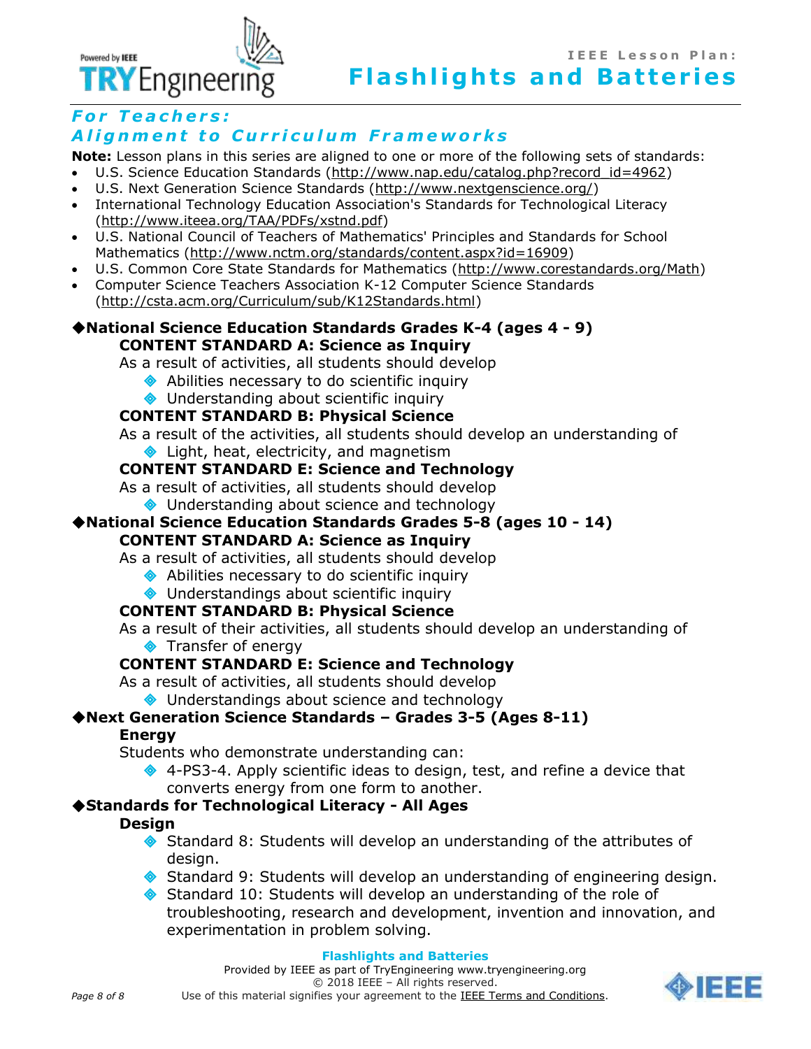## For Teachers:
## Alignment to Curriculum Frameworks

**Note:** Lesson plans in this series are aligned to one or more of the following sets of standards:

- U.S. Science Education Standards (http://www.nap.edu/catalog.php?record_id=4962)
- U.S. Next Generation Science Standards (http://www.nextgenscience.org/)
- International Technology Education Association's Standards for Technological Literacy (http://www.iteea.org/TAA/PDFs/xstnd.pdf)
- U.S. National Council of Teachers of Mathematics' Principles and Standards for School Mathematics (http://www.nctm.org/standards/content.aspx?id=16909)
- U.S. Common Core State Standards for Mathematics (http://www.corestandards.org/Math)
- Computer Science Teachers Association K-12 Computer Science Standards (http://csta.acm.org/Curriculum/sub/K12Standards.html)

### ◆National Science Education Standards Grades K-4 (ages 4 - 9)

**CONTENT STANDARD A: Science as Inquiry**

As a result of activities, all students should develop

- Abilities necessary to do scientific inquiry
- Understanding about scientific inquiry

**CONTENT STANDARD B: Physical Science**

As a result of the activities, all students should develop an understanding of

- Light, heat, electricity, and magnetism

**CONTENT STANDARD E: Science and Technology**

As a result of activities, all students should develop

- Understanding about science and technology

### ◆National Science Education Standards Grades 5-8 (ages 10 - 14)

**CONTENT STANDARD A: Science as Inquiry**

As a result of activities, all students should develop

- Abilities necessary to do scientific inquiry
- Understandings about scientific inquiry

**CONTENT STANDARD B: Physical Science**

As a result of their activities, all students should develop an understanding of

- Transfer of energy

**CONTENT STANDARD E: Science and Technology**

As a result of activities, all students should develop

- Understandings about science and technology

### ◆Next Generation Science Standards – Grades 3-5 (Ages 8-11)

**Energy**

Students who demonstrate understanding can:

- 4-PS3-4. Apply scientific ideas to design, test, and refine a device that converts energy from one form to another.

### ◆Standards for Technological Literacy - All Ages

**Design**

- Standard 8: Students will develop an understanding of the attributes of design.
- Standard 9: Students will develop an understanding of engineering design.
- Standard 10: Students will develop an understanding of the role of troubleshooting, research and development, invention and innovation, and experimentation in problem solving.